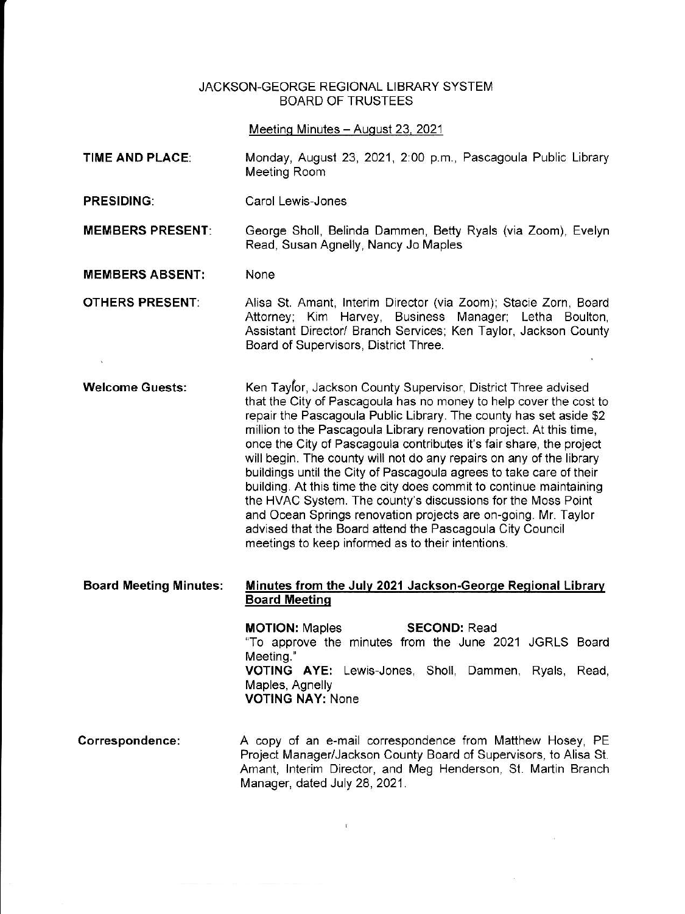JACKSON-GEORGE REGIONAL LIBRARY SYSTEM
BOARD OF TRUSTEES

Meeting Minutes – August 23, 2021

**TIME AND PLACE:** Monday, August 23, 2021, 2:00 p.m., Pascagoula Public Library Meeting Room

**PRESIDING:** Carol Lewis-Jones

**MEMBERS PRESENT:** George Sholl, Belinda Dammen, Betty Ryals (via Zoom), Evelyn Read, Susan Agnelly, Nancy Jo Maples

**MEMBERS ABSENT:** None

**OTHERS PRESENT:** Alisa St. Amant, Interim Director (via Zoom); Stacie Zorn, Board Attorney; Kim Harvey, Business Manager; Letha Boulton, Assistant Director/ Branch Services; Ken Taylor, Jackson County Board of Supervisors, District Three.

**Welcome Guests:** Ken Taylor, Jackson County Supervisor, District Three advised that the City of Pascagoula has no money to help cover the cost to repair the Pascagoula Public Library. The county has set aside $2 million to the Pascagoula Library renovation project. At this time, once the City of Pascagoula contributes it's fair share, the project will begin. The county will not do any repairs on any of the library buildings until the City of Pascagoula agrees to take care of their building. At this time the city does commit to continue maintaining the HVAC System. The county's discussions for the Moss Point and Ocean Springs renovation projects are on-going. Mr. Taylor advised that the Board attend the Pascagoula City Council meetings to keep informed as to their intentions.

**Board Meeting Minutes:** **Minutes from the July 2021 Jackson-George Regional Library Board Meeting**

**MOTION:** Maples **SECOND:** Read
"To approve the minutes from the June 2021 JGRLS Board Meeting."
**VOTING AYE:** Lewis-Jones, Sholl, Dammen, Ryals, Read, Maples, Agnelly
**VOTING NAY:** None

**Correspondence:** A copy of an e-mail correspondence from Matthew Hosey, PE Project Manager/Jackson County Board of Supervisors, to Alisa St. Amant, Interim Director, and Meg Henderson, St. Martin Branch Manager, dated July 28, 2021.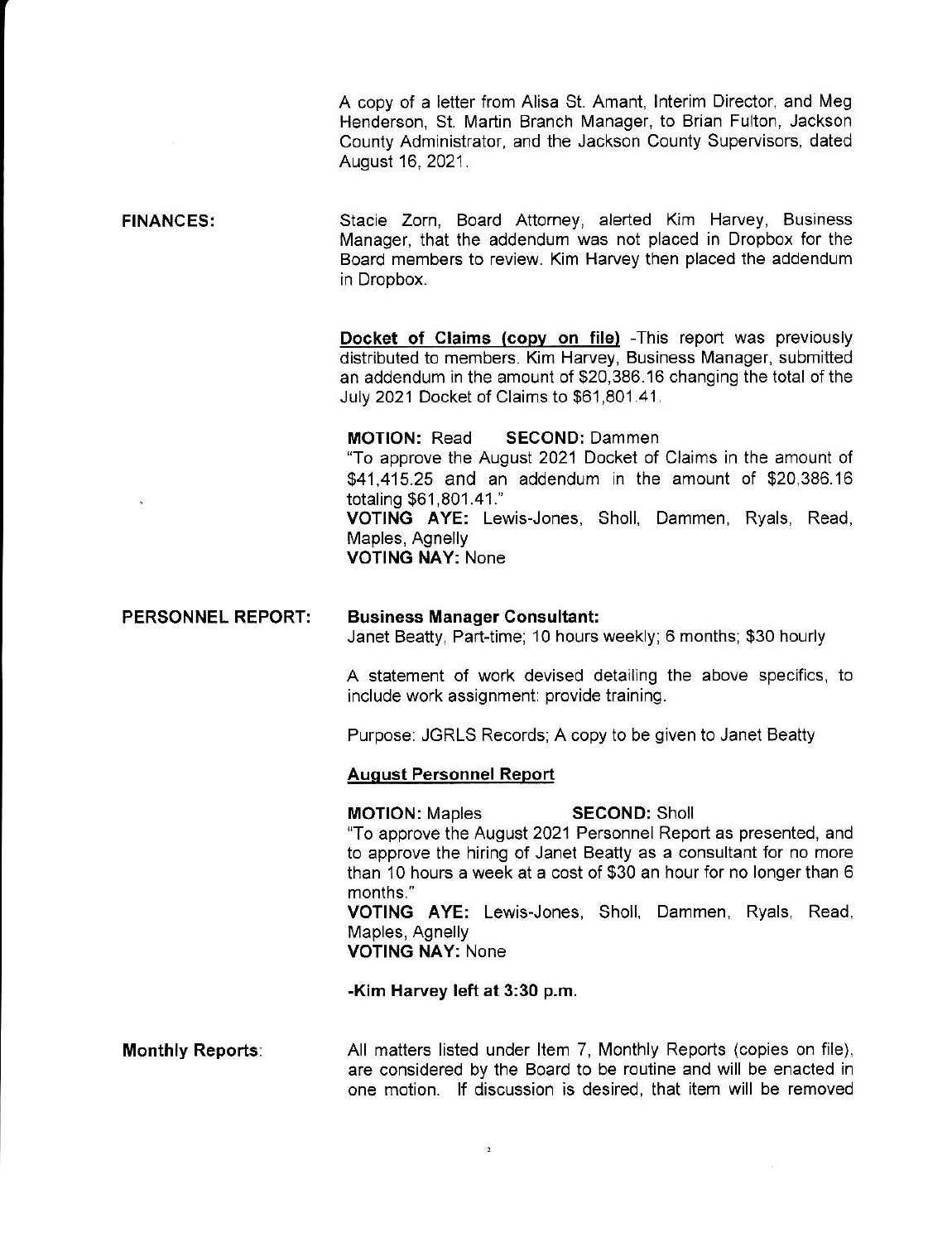A copy of a letter from Alisa St. Amant, Interim Director, and Meg Henderson, St. Martin Branch Manager, to Brian Fulton, Jackson County Administrator, and the Jackson County Supervisors, dated August 16, 2021.

**FINANCES:**

Stacie Zorn, Board Attorney, alerted Kim Harvey, Business Manager, that the addendum was not placed in Dropbox for the Board members to review. Kim Harvey then placed the addendum in Dropbox.

**Docket of Claims (copy on file)** -This report was previously distributed to members. Kim Harvey, Business Manager, submitted an addendum in the amount of $20,386.16 changing the total of the July 2021 Docket of Claims to $61,801.41.

**MOTION:** Read **SECOND:** Dammen
"To approve the August 2021 Docket of Claims in the amount of $41,415.25 and an addendum in the amount of $20,386.16 totaling $61,801.41."
**VOTING AYE:** Lewis-Jones, Sholl, Dammen, Ryals, Read, Maples, Agnelly
**VOTING NAY:** None

**PERSONNEL REPORT:**

**Business Manager Consultant:**
Janet Beatty, Part-time; 10 hours weekly; 6 months; $30 hourly

A statement of work devised detailing the above specifics, to include work assignment: provide training.

Purpose: JGRLS Records; A copy to be given to Janet Beatty

**August Personnel Report**

**MOTION:** Maples **SECOND:** Sholl
"To approve the August 2021 Personnel Report as presented, and to approve the hiring of Janet Beatty as a consultant for no more than 10 hours a week at a cost of $30 an hour for no longer than 6 months."
**VOTING AYE:** Lewis-Jones, Sholl, Dammen, Ryals, Read, Maples, Agnelly
**VOTING NAY:** None

**-Kim Harvey left at 3:30 p.m.**

**Monthly Reports:**

All matters listed under Item 7, Monthly Reports (copies on file), are considered by the Board to be routine and will be enacted in one motion. If discussion is desired, that item will be removed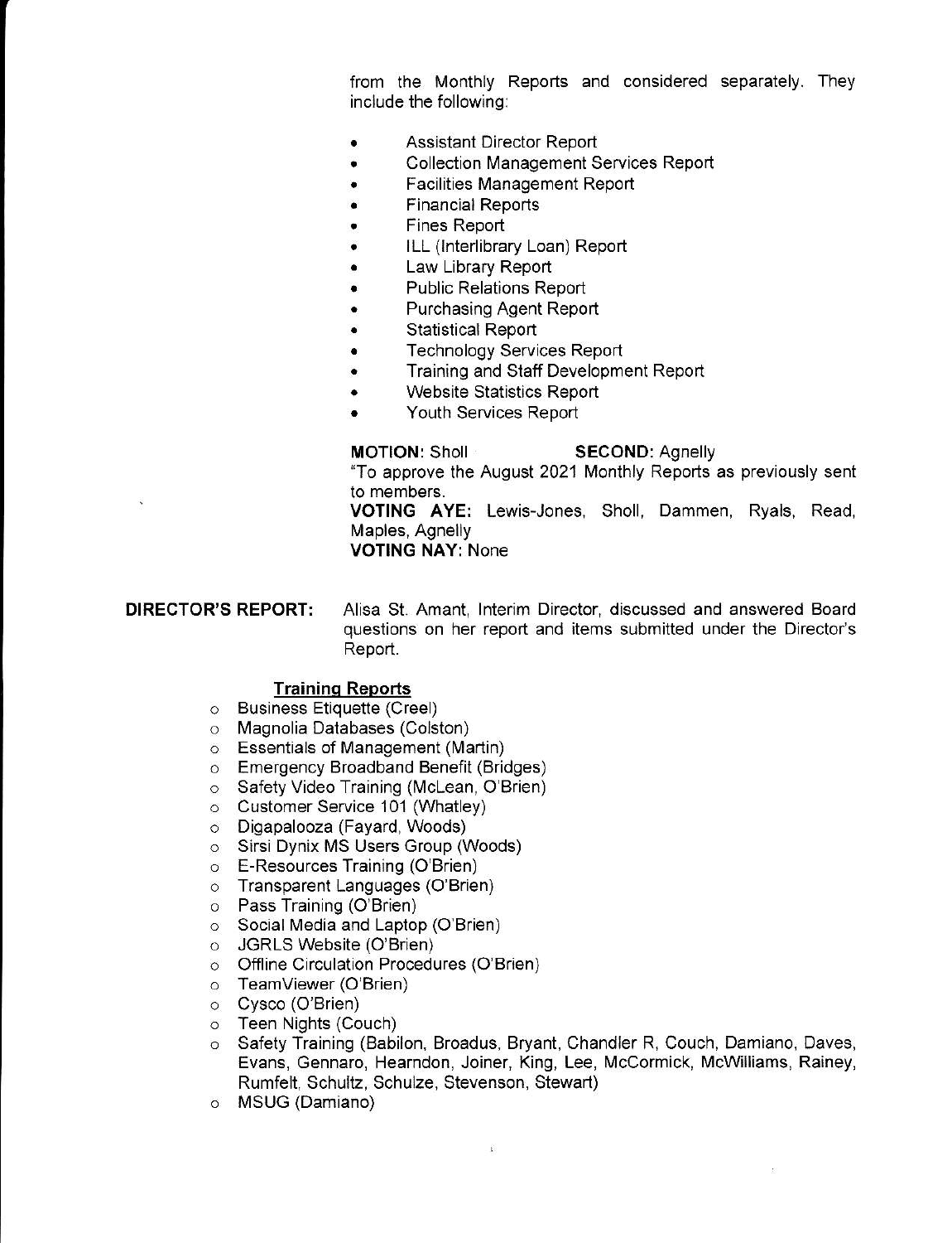from the Monthly Reports and considered separately. They include the following:

- Assistant Director Report
- Collection Management Services Report
- Facilities Management Report
- Financial Reports
- Fines Report
- ILL (Interlibrary Loan) Report
- Law Library Report
- Public Relations Report
- Purchasing Agent Report
- Statistical Report
- Technology Services Report
- Training and Staff Development Report
- Website Statistics Report
- Youth Services Report

**MOTION:** Sholl **SECOND:** Agnelly
"To approve the August 2021 Monthly Reports as previously sent to members.
**VOTING AYE:** Lewis-Jones, Sholl, Dammen, Ryals, Read, Maples, Agnelly
**VOTING NAY:** None

**DIRECTOR'S REPORT:** Alisa St. Amant, Interim Director, discussed and answered Board questions on her report and items submitted under the Director's Report.

**Training Reports**

- Business Etiquette (Creel)
- Magnolia Databases (Colston)
- Essentials of Management (Martin)
- Emergency Broadband Benefit (Bridges)
- Safety Video Training (McLean, O'Brien)
- Customer Service 101 (Whatley)
- Digapalooza (Fayard, Woods)
- Sirsi Dynix MS Users Group (Woods)
- E-Resources Training (O'Brien)
- Transparent Languages (O'Brien)
- Pass Training (O'Brien)
- Social Media and Laptop (O'Brien)
- JGRLS Website (O'Brien)
- Offline Circulation Procedures (O'Brien)
- TeamViewer (O'Brien)
- Cysco (O'Brien)
- Teen Nights (Couch)
- Safety Training (Babilon, Broadus, Bryant, Chandler R, Couch, Damiano, Daves, Evans, Gennaro, Hearndon, Joiner, King, Lee, McCormick, McWilliams, Rainey, Rumfelt, Schultz, Schulze, Stevenson, Stewart)
- MSUG (Damiano)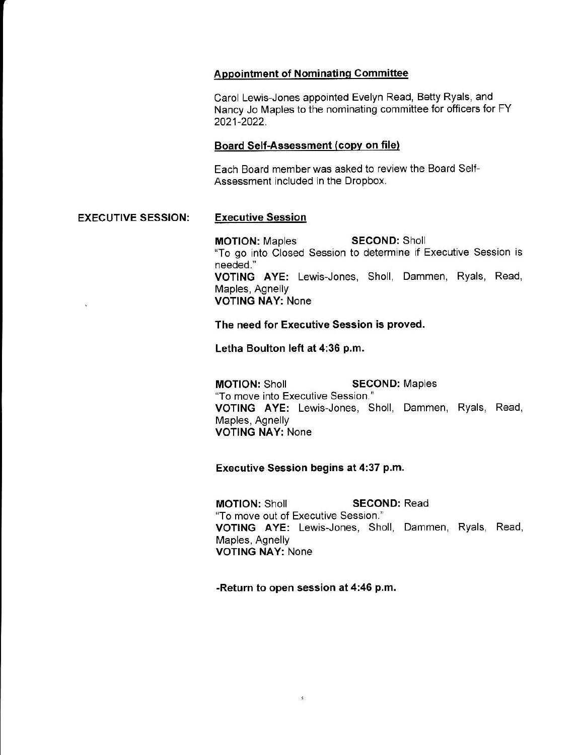**Appointment of Nominating Committee**

Carol Lewis-Jones appointed Evelyn Read, Betty Ryals, and Nancy Jo Maples to the nominating committee for officers for FY 2021-2022.

**Board Self-Assessment (copy on file)**

Each Board member was asked to review the Board Self-Assessment included in the Dropbox.

**EXECUTIVE SESSION:**

**Executive Session**

**MOTION:** Maples **SECOND:** Sholl
"To go into Closed Session to determine if Executive Session is needed."
**VOTING AYE:** Lewis-Jones, Sholl, Dammen, Ryals, Read, Maples, Agnelly
**VOTING NAY:** None

**The need for Executive Session is proved.**

**Letha Boulton left at 4:36 p.m.**

**MOTION:** Sholl **SECOND:** Maples
"To move into Executive Session."
**VOTING AYE:** Lewis-Jones, Sholl, Dammen, Ryals, Read, Maples, Agnelly
**VOTING NAY:** None

**Executive Session begins at 4:37 p.m.**

**MOTION:** Sholl **SECOND:** Read
"To move out of Executive Session."
**VOTING AYE:** Lewis-Jones, Sholl, Dammen, Ryals, Read, Maples, Agnelly
**VOTING NAY:** None

**-Return to open session at 4:46 p.m.**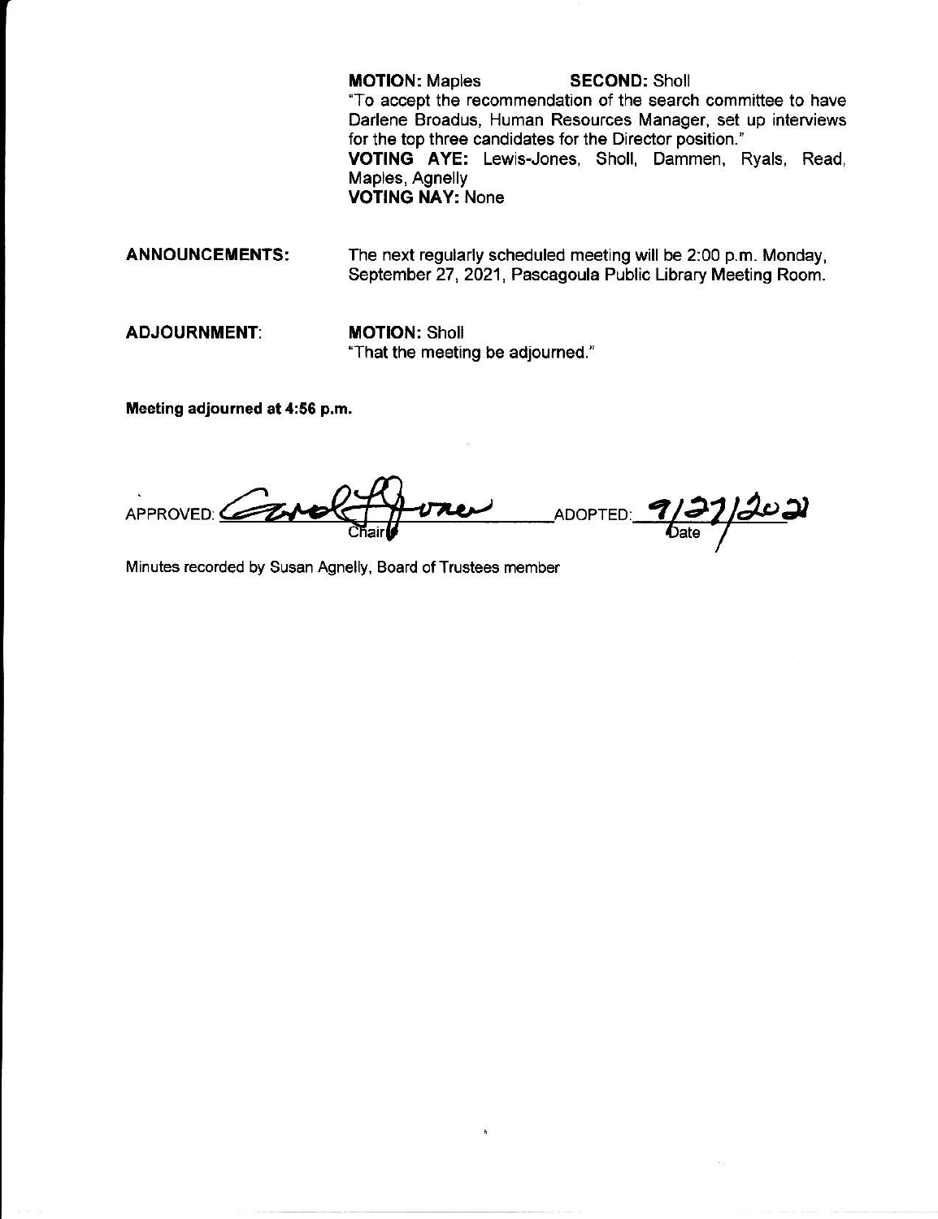**MOTION:** Maples **SECOND:** Sholl
"To accept the recommendation of the search committee to have Darlene Broadus, Human Resources Manager, set up interviews for the top three candidates for the Director position."
**VOTING AYE:** Lewis-Jones, Sholl, Dammen, Ryals, Read, Maples, Agnelly
**VOTING NAY:** None

**ANNOUNCEMENTS:** The next regularly scheduled meeting will be 2:00 p.m. Monday, September 27, 2021, Pascagoula Public Library Meeting Room.

**ADJOURNMENT:** **MOTION:** Sholl
"That the meeting be adjourned."

**Meeting adjourned at 4:56 p.m.**

APPROVED: Carol L. Jones ADOPTED: 9/27/2021
Chair Date

Minutes recorded by Susan Agnelly, Board of Trustees member